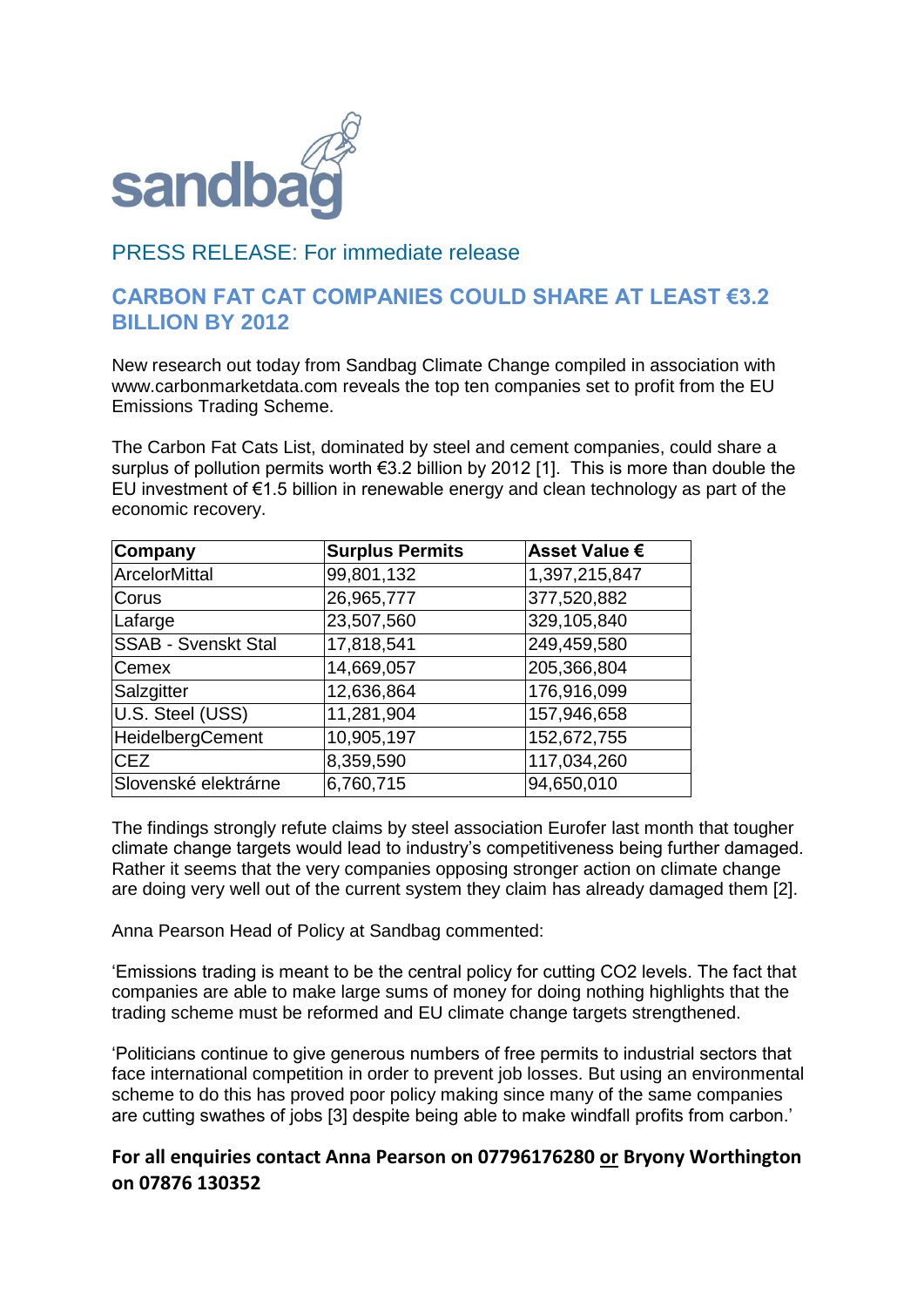sandbag

PRESS RELEASE: For immediate release

## CARBON FAT CAT COMPANIES COULD SHARE AT LEAST €3.2 BILLION BY 2012

New research out today from Sandbag Climate Change compiled in association with www.carbonmarketdata.com reveals the top ten companies set to profit from the EU Emissions Trading Scheme.

The Carbon Fat Cats List, dominated by steel and cement companies, could share a surplus of pollution permits worth €3.2 billion by 2012 [1]. This is more than double the EU investment of €1.5 billion in renewable energy and clean technology as part of the economic recovery.

| Company | Surplus Permits | Asset Value € |
|---|---|---|
| ArcelorMittal | 99,801,132 | 1,397,215,847 |
| Corus | 26,965,777 | 377,520,882 |
| Lafarge | 23,507,560 | 329,105,840 |
| SSAB - Svenskt Stal | 17,818,541 | 249,459,580 |
| Cemex | 14,669,057 | 205,366,804 |
| Salzgitter | 12,636,864 | 176,916,099 |
| U.S. Steel (USS) | 11,281,904 | 157,946,658 |
| HeidelbergCement | 10,905,197 | 152,672,755 |
| CEZ | 8,359,590 | 117,034,260 |
| Slovenské elektrárne | 6,760,715 | 94,650,010 |

The findings strongly refute claims by steel association Eurofer last month that tougher climate change targets would lead to industry's competitiveness being further damaged. Rather it seems that the very companies opposing stronger action on climate change are doing very well out of the current system they claim has already damaged them [2].

Anna Pearson Head of Policy at Sandbag commented:

'Emissions trading is meant to be the central policy for cutting $CO_2$ levels. The fact that companies are able to make large sums of money for doing nothing highlights that the trading scheme must be reformed and EU climate change targets strengthened.

'Politicians continue to give generous numbers of free permits to industrial sectors that face international competition in order to prevent job losses. But using an environmental scheme to do this has proved poor policy making since many of the same companies are cutting swathes of jobs [3] despite being able to make windfall profits from carbon.'

**For all enquiries contact Anna Pearson on 07796176280 or Bryony Worthington on 07876 130352**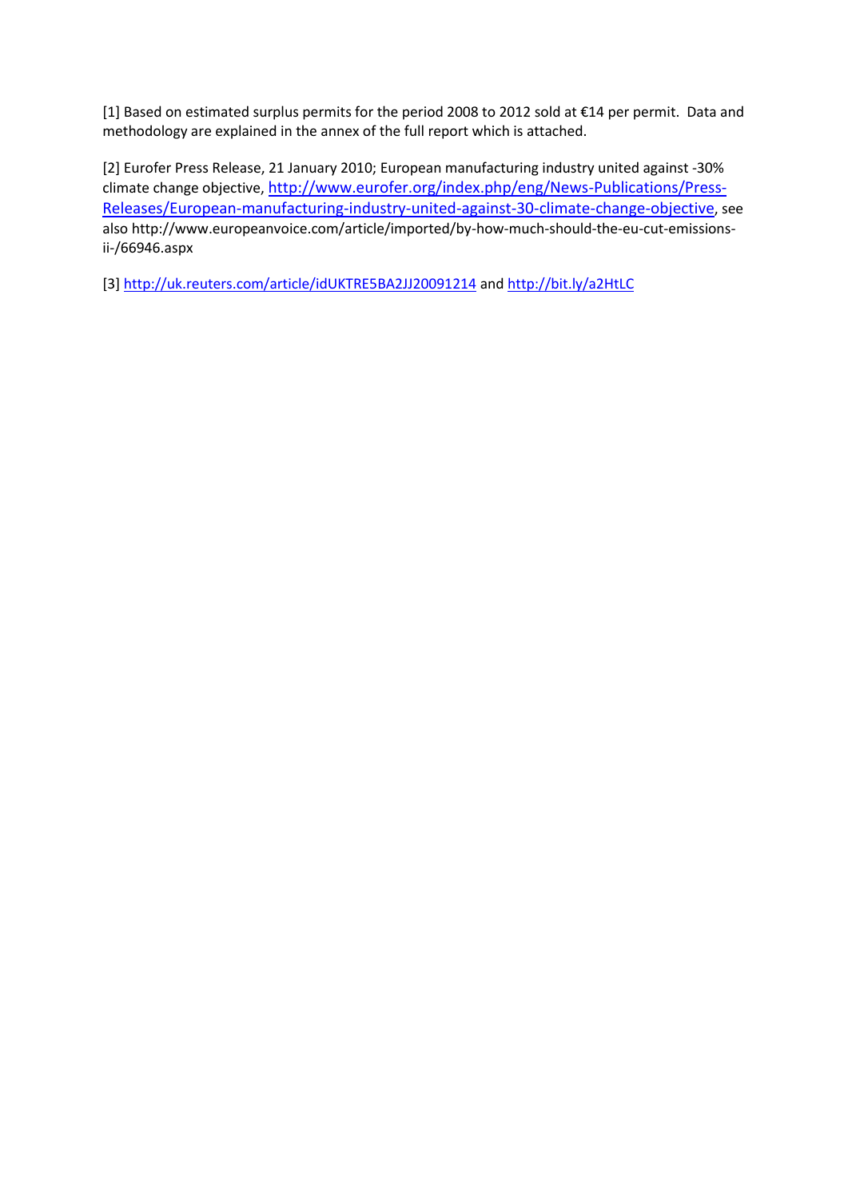[1] Based on estimated surplus permits for the period 2008 to 2012 sold at €14 per permit. Data and methodology are explained in the annex of the full report which is attached.

[2] Eurofer Press Release, 21 January 2010; European manufacturing industry united against -30% climate change objective, http://www.eurofer.org/index.php/eng/News-Publications/Press-Releases/European-manufacturing-industry-united-against-30-climate-change-objective, see also http://www.europeanvoice.com/article/imported/by-how-much-should-the-eu-cut-emissions-ii-/66946.aspx

[3] http://uk.reuters.com/article/idUKTRE5BA2JJ20091214 and http://bit.ly/a2HtLC